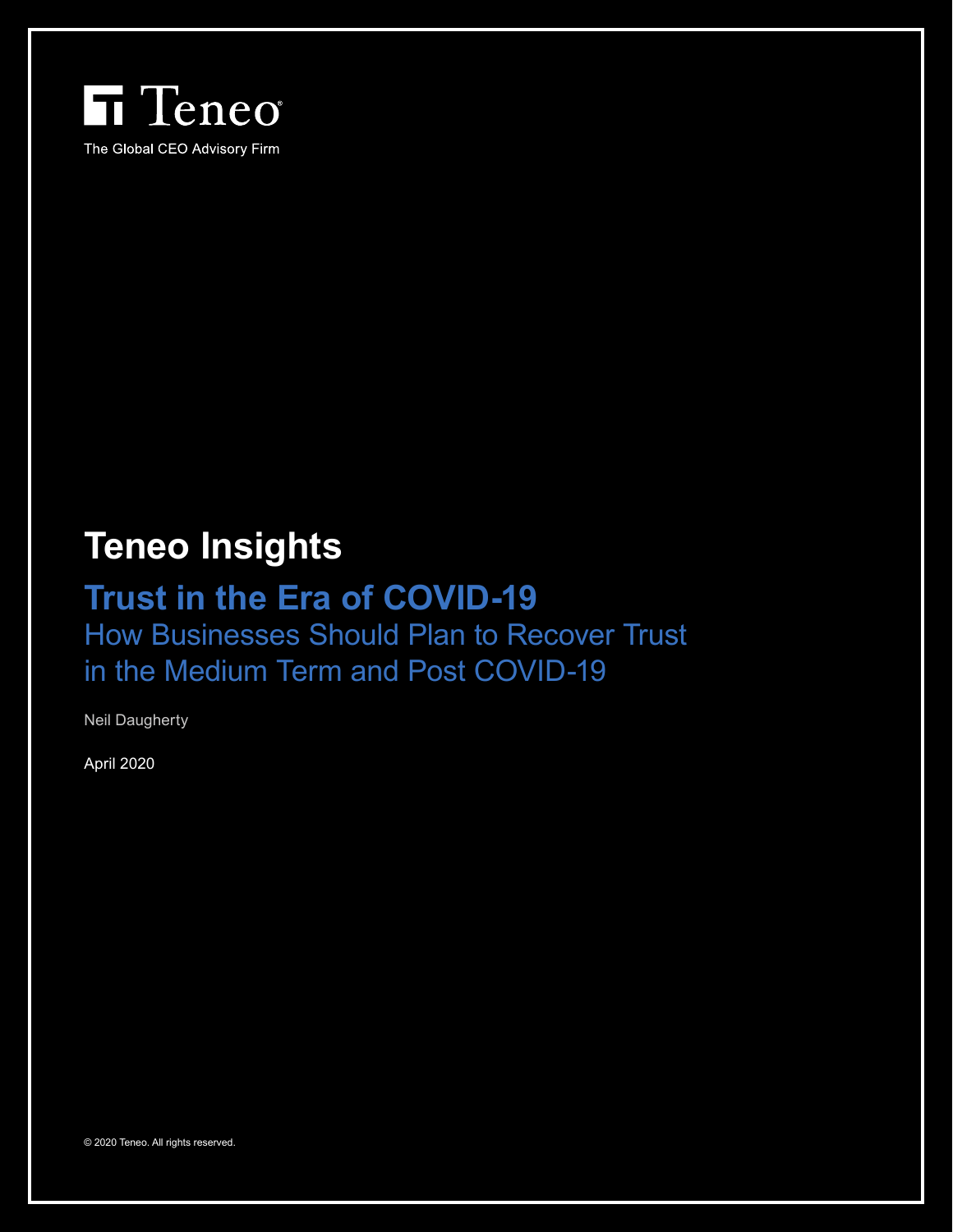Teneo

The Global CEO Advisory Firm

# Teneo Insights

## Trust in the Era of COVID-19

How Businesses Should Plan to Recover Trust in the Medium Term and Post COVID-19

Neil Daugherty

April 2020

© 2020 Teneo. All rights reserved.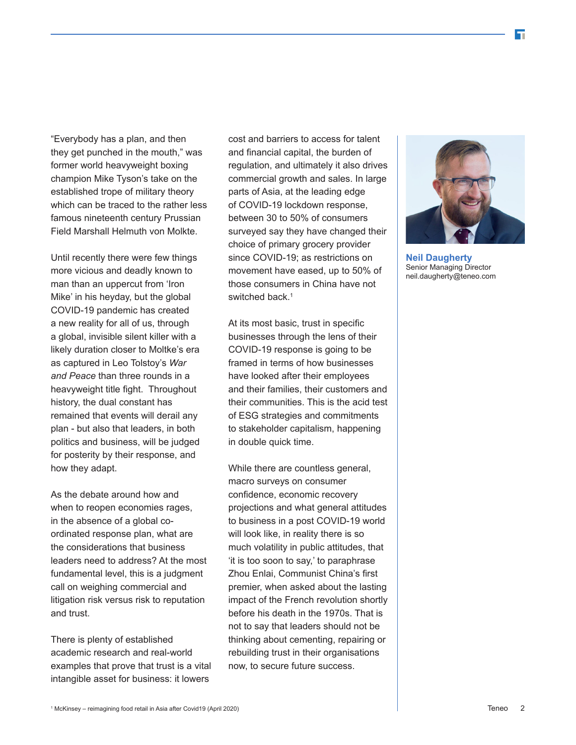"Everybody has a plan, and then they get punched in the mouth," was former world heavyweight boxing champion Mike Tyson's take on the established trope of military theory which can be traced to the rather less famous nineteenth century Prussian Field Marshall Helmuth von Molkte.

Until recently there were few things more vicious and deadly known to man than an uppercut from 'Iron Mike' in his heyday, but the global COVID-19 pandemic has created a new reality for all of us, through a global, invisible silent killer with a likely duration closer to Moltke's era as captured in Leo Tolstoy's *War and Peace* than three rounds in a heavyweight title fight. Throughout history, the dual constant has remained that events will derail any plan - but also that leaders, in both politics and business, will be judged for posterity by their response, and how they adapt.

As the debate around how and when to reopen economies rages, in the absence of a global co-ordinated response plan, what are the considerations that business leaders need to address? At the most fundamental level, this is a judgment call on weighing commercial and litigation risk versus risk to reputation and trust.

There is plenty of established academic research and real-world examples that prove that trust is a vital intangible asset for business: it lowers cost and barriers to access for talent and financial capital, the burden of regulation, and ultimately it also drives commercial growth and sales. In large parts of Asia, at the leading edge of COVID-19 lockdown response, between 30 to 50% of consumers surveyed say they have changed their choice of primary grocery provider since COVID-19; as restrictions on movement have eased, up to 50% of those consumers in China have not switched back.[1]

At its most basic, trust in specific businesses through the lens of their COVID-19 response is going to be framed in terms of how businesses have looked after their employees and their families, their customers and their communities. This is the acid test of ESG strategies and commitments to stakeholder capitalism, happening in double quick time.

While there are countless general, macro surveys on consumer confidence, economic recovery projections and what general attitudes to business in a post COVID-19 world will look like, in reality there is so much volatility in public attitudes, that 'it is too soon to say,' to paraphrase Zhou Enlai, Communist China's first premier, when asked about the lasting impact of the French revolution shortly before his death in the 1970s. That is not to say that leaders should not be thinking about cementing, repairing or rebuilding trust in their organisations now, to secure future success.

**Neil Daugherty**
Senior Managing Director
neil.daugherty@teneo.com

[1] McKinsey – reimagining food retail in Asia after Covid19 (April 2020)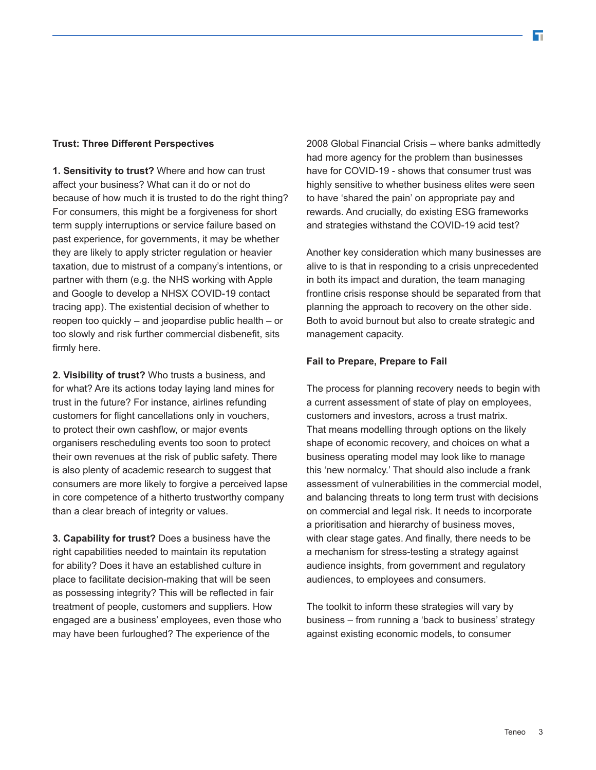## Trust: Three Different Perspectives

**1. Sensitivity to trust?** Where and how can trust affect your business? What can it do or not do because of how much it is trusted to do the right thing? For consumers, this might be a forgiveness for short term supply interruptions or service failure based on past experience, for governments, it may be whether they are likely to apply stricter regulation or heavier taxation, due to mistrust of a company's intentions, or partner with them (e.g. the NHS working with Apple and Google to develop a NHSX COVID-19 contact tracing app). The existential decision of whether to reopen too quickly – and jeopardise public health – or too slowly and risk further commercial disbenefit, sits firmly here.

**2. Visibility of trust?** Who trusts a business, and for what? Are its actions today laying land mines for trust in the future? For instance, airlines refunding customers for flight cancellations only in vouchers, to protect their own cashflow, or major events organisers rescheduling events too soon to protect their own revenues at the risk of public safety. There is also plenty of academic research to suggest that consumers are more likely to forgive a perceived lapse in core competence of a hitherto trustworthy company than a clear breach of integrity or values.

**3. Capability for trust?** Does a business have the right capabilities needed to maintain its reputation for ability? Does it have an established culture in place to facilitate decision-making that will be seen as possessing integrity? This will be reflected in fair treatment of people, customers and suppliers. How engaged are a business' employees, even those who may have been furloughed? The experience of the 2008 Global Financial Crisis – where banks admittedly had more agency for the problem than businesses have for COVID-19 - shows that consumer trust was highly sensitive to whether business elites were seen to have 'shared the pain' on appropriate pay and rewards. And crucially, do existing ESG frameworks and strategies withstand the COVID-19 acid test?

Another key consideration which many businesses are alive to is that in responding to a crisis unprecedented in both its impact and duration, the team managing frontline crisis response should be separated from that planning the approach to recovery on the other side. Both to avoid burnout but also to create strategic and management capacity.

## Fail to Prepare, Prepare to Fail

The process for planning recovery needs to begin with a current assessment of state of play on employees, customers and investors, across a trust matrix. That means modelling through options on the likely shape of economic recovery, and choices on what a business operating model may look like to manage this 'new normalcy.' That should also include a frank assessment of vulnerabilities in the commercial model, and balancing threats to long term trust with decisions on commercial and legal risk. It needs to incorporate a prioritisation and hierarchy of business moves, with clear stage gates. And finally, there needs to be a mechanism for stress-testing a strategy against audience insights, from government and regulatory audiences, to employees and consumers.

The toolkit to inform these strategies will vary by business – from running a 'back to business' strategy against existing economic models, to consumer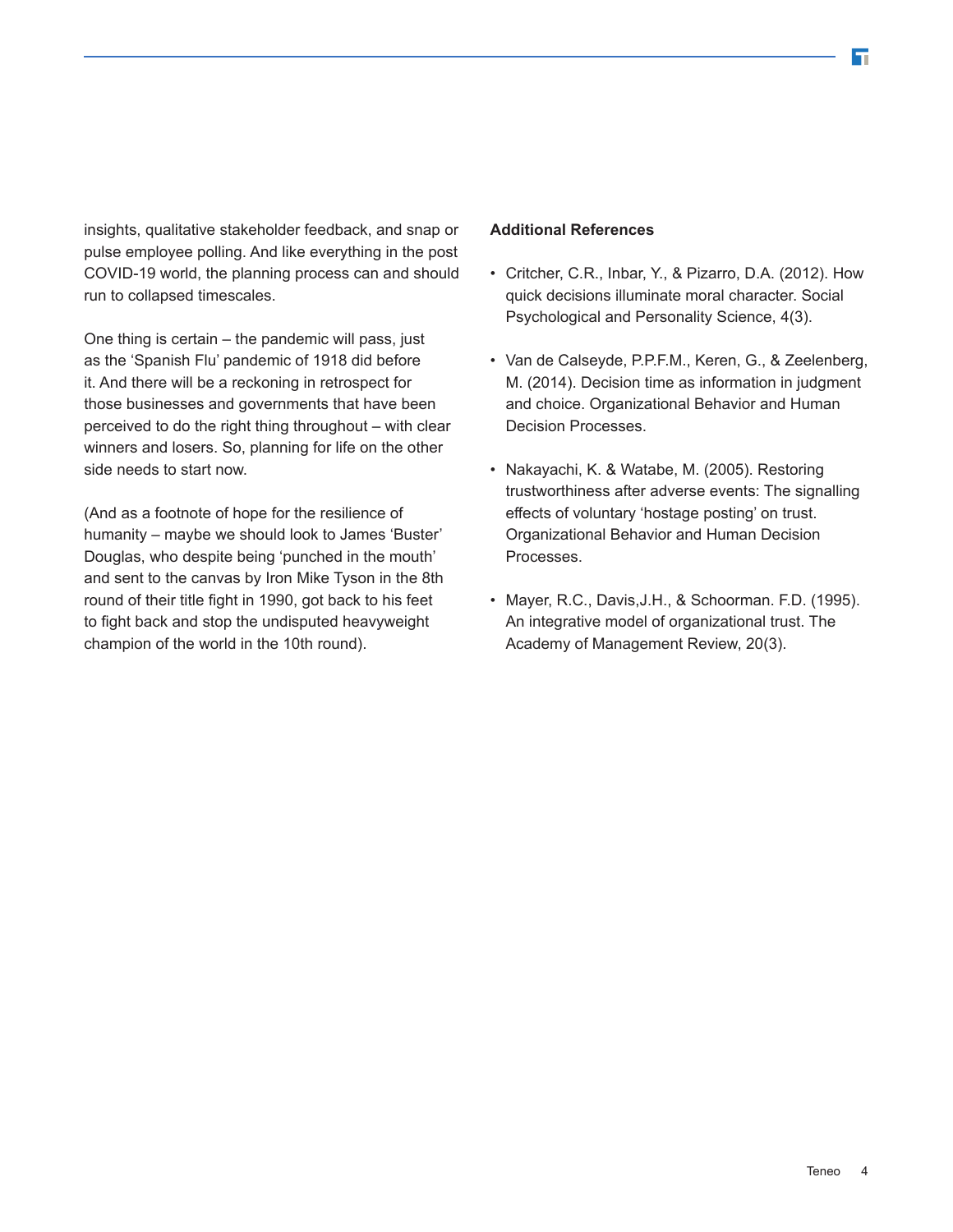insights, qualitative stakeholder feedback, and snap or pulse employee polling. And like everything in the post COVID-19 world, the planning process can and should run to collapsed timescales.

One thing is certain – the pandemic will pass, just as the 'Spanish Flu' pandemic of 1918 did before it. And there will be a reckoning in retrospect for those businesses and governments that have been perceived to do the right thing throughout – with clear winners and losers. So, planning for life on the other side needs to start now.

(And as a footnote of hope for the resilience of humanity – maybe we should look to James 'Buster' Douglas, who despite being 'punched in the mouth' and sent to the canvas by Iron Mike Tyson in the 8th round of their title fight in 1990, got back to his feet to fight back and stop the undisputed heavyweight champion of the world in the 10th round).

**Additional References**

- Critcher, C.R., Inbar, Y., & Pizarro, D.A. (2012). How quick decisions illuminate moral character. Social Psychological and Personality Science, 4(3).
- Van de Calseyde, P.P.F.M., Keren, G., & Zeelenberg, M. (2014). Decision time as information in judgment and choice. Organizational Behavior and Human Decision Processes.
- Nakayachi, K. & Watabe, M. (2005). Restoring trustworthiness after adverse events: The signalling effects of voluntary 'hostage posting' on trust. Organizational Behavior and Human Decision Processes.
- Mayer, R.C., Davis,J.H., & Schoorman. F.D. (1995). An integrative model of organizational trust. The Academy of Management Review, 20(3).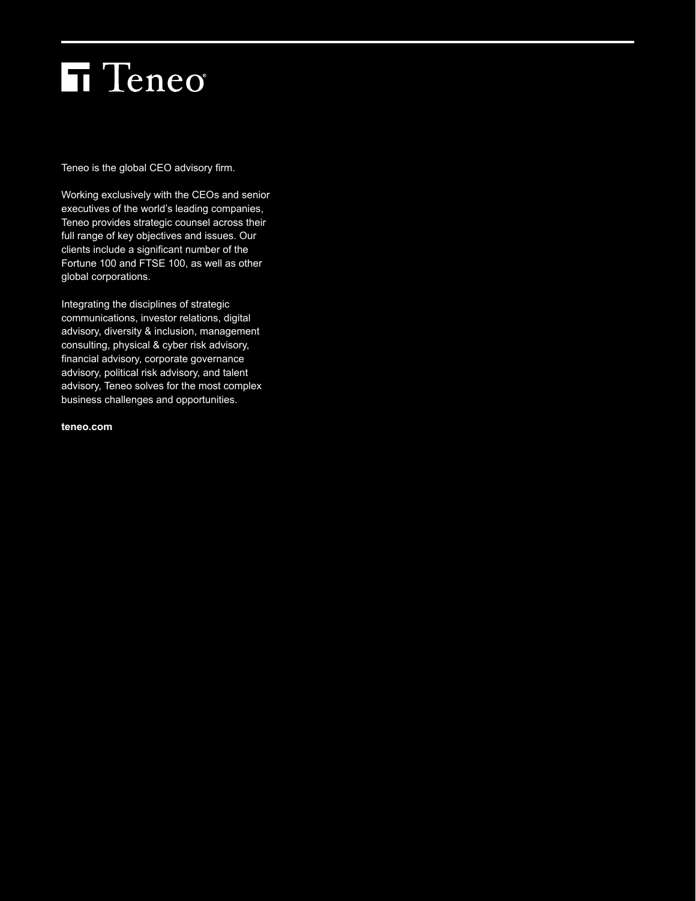# Teneo®

Teneo is the global CEO advisory firm.

Working exclusively with the CEOs and senior executives of the world's leading companies, Teneo provides strategic counsel across their full range of key objectives and issues. Our clients include a significant number of the Fortune 100 and FTSE 100, as well as other global corporations.

Integrating the disciplines of strategic communications, investor relations, digital advisory, diversity & inclusion, management consulting, physical & cyber risk advisory, financial advisory, corporate governance advisory, political risk advisory, and talent advisory, Teneo solves for the most complex business challenges and opportunities.

**teneo.com**